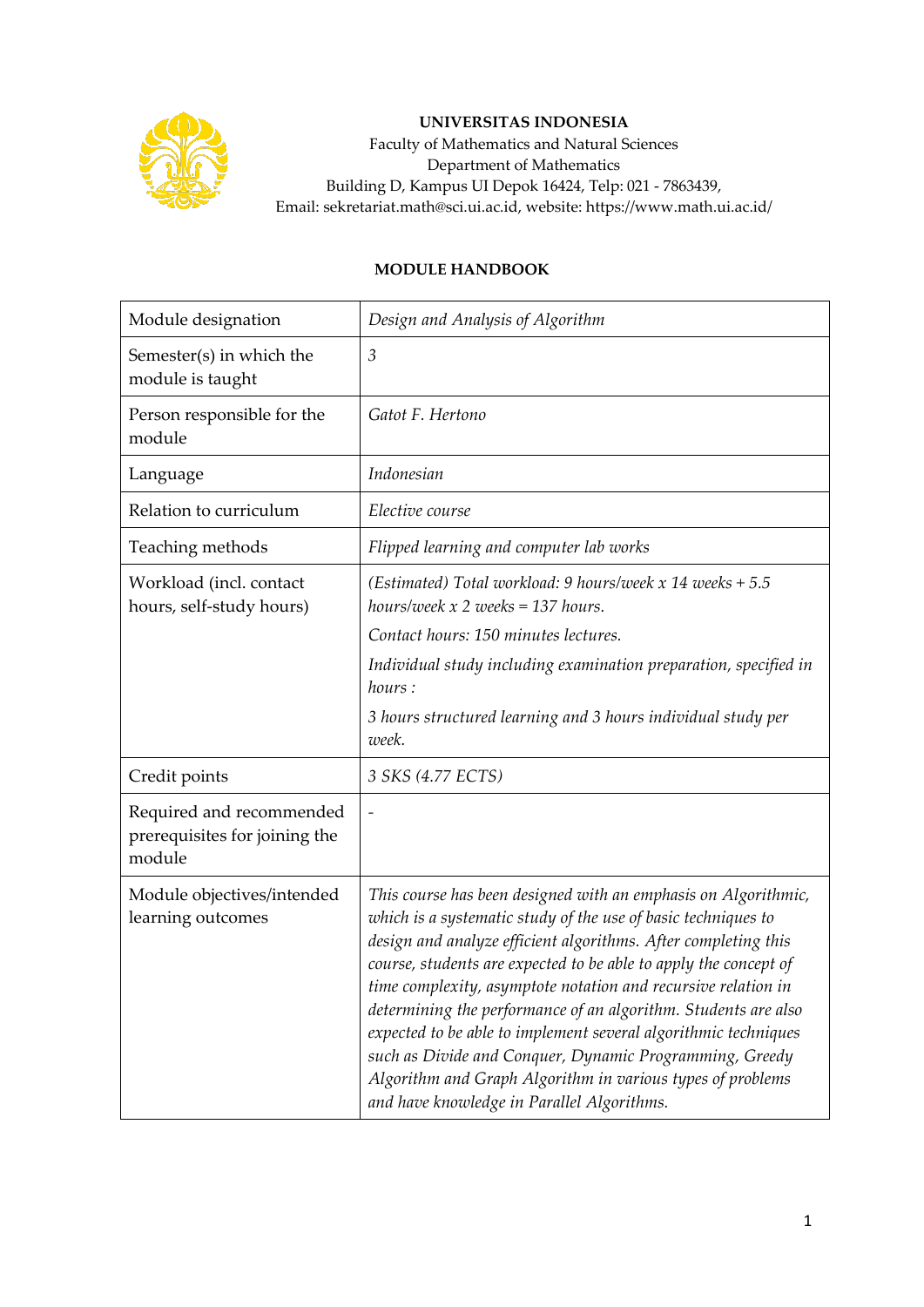**UNIVERSITAS INDONESIA**
Faculty of Mathematics and Natural Sciences
Department of Mathematics
Building D, Kampus UI Depok 16424, Telp: 021 - 7863439,
Email: sekretariat.math@sci.ui.ac.id, website: https://www.math.ui.ac.id/

**MODULE HANDBOOK**

| | |
|---|---|
| Module designation | *Design and Analysis of Algorithm* |
| Semester(s) in which the module is taught | *3* |
| Person responsible for the module | *Gatot F. Hertono* |
| Language | *Indonesian* |
| Relation to curriculum | *Elective course* |
| Teaching methods | *Flipped learning and computer lab works* |
| Workload (incl. contact hours, self-study hours) | *(Estimated) Total workload: 9 hours/week x 14 weeks + 5.5 hours/week x 2 weeks = 137 hours.*<br><br>*Contact hours: 150 minutes lectures.*<br><br>*Individual study including examination preparation, specified in hours :*<br><br>*3 hours structured learning and 3 hours individual study per week.* |
| Credit points | *3 SKS (4.77 ECTS)* |
| Required and recommended prerequisites for joining the module | - |
| Module objectives/intended learning outcomes | *This course has been designed with an emphasis on Algorithmic, which is a systematic study of the use of basic techniques to design and analyze efficient algorithms. After completing this course, students are expected to be able to apply the concept of time complexity, asymptote notation and recursive relation in determining the performance of an algorithm. Students are also expected to be able to implement several algorithmic techniques such as Divide and Conquer, Dynamic Programming, Greedy Algorithm and Graph Algorithm in various types of problems and have knowledge in Parallel Algorithms.* |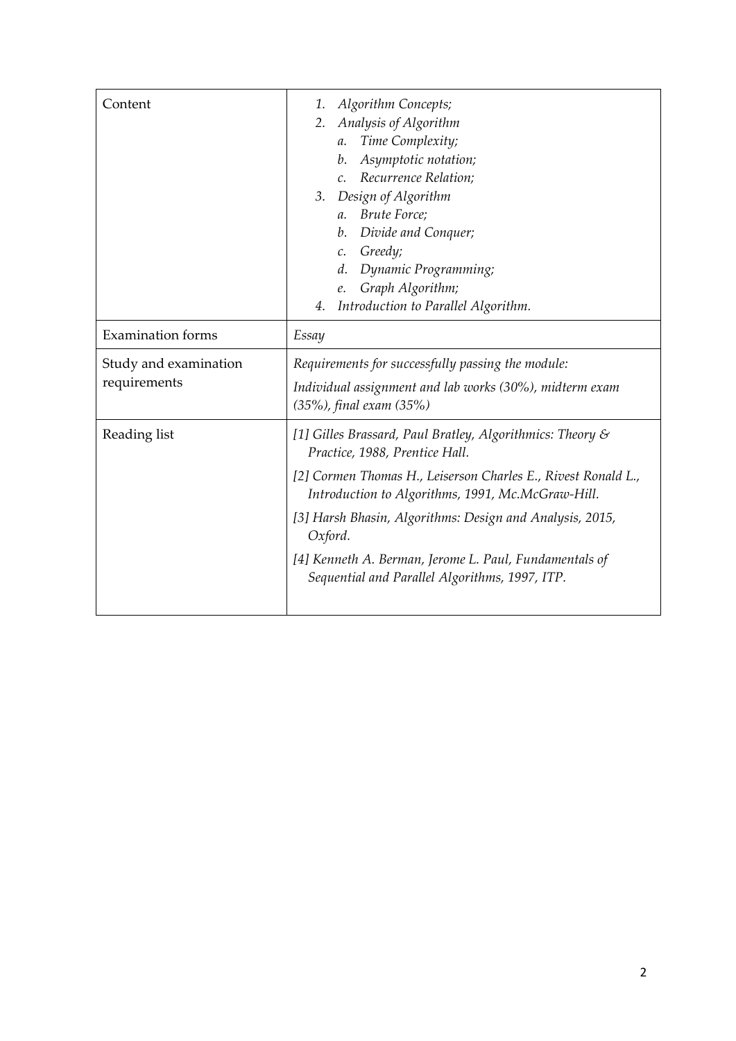| | |
|---|---|
| Content | 1. *Algorithm Concepts;*<br>2. *Analysis of Algorithm*<br>&nbsp;&nbsp;&nbsp;a. *Time Complexity;*<br>&nbsp;&nbsp;&nbsp;b. *Asymptotic notation;*<br>&nbsp;&nbsp;&nbsp;c. *Recurrence Relation;*<br>3. *Design of Algorithm*<br>&nbsp;&nbsp;&nbsp;a. *Brute Force;*<br>&nbsp;&nbsp;&nbsp;b. *Divide and Conquer;*<br>&nbsp;&nbsp;&nbsp;c. *Greedy;*<br>&nbsp;&nbsp;&nbsp;d. *Dynamic Programming;*<br>&nbsp;&nbsp;&nbsp;e. *Graph Algorithm;*<br>4. *Introduction to Parallel Algorithm.* |
| Examination forms | *Essay* |
| Study and examination requirements | *Requirements for successfully passing the module:*<br>*Individual assignment and lab works (30%), midterm exam (35%), final exam (35%)* |
| Reading list | *[1] Gilles Brassard, Paul Bratley, Algorithmics: Theory & Practice, 1988, Prentice Hall.*<br>*[2] Cormen Thomas H., Leiserson Charles E., Rivest Ronald L., Introduction to Algorithms, 1991, Mc.McGraw-Hill.*<br>*[3] Harsh Bhasin, Algorithms: Design and Analysis, 2015, Oxford.*<br>*[4] Kenneth A. Berman, Jerome L. Paul, Fundamentals of Sequential and Parallel Algorithms, 1997, ITP.* |